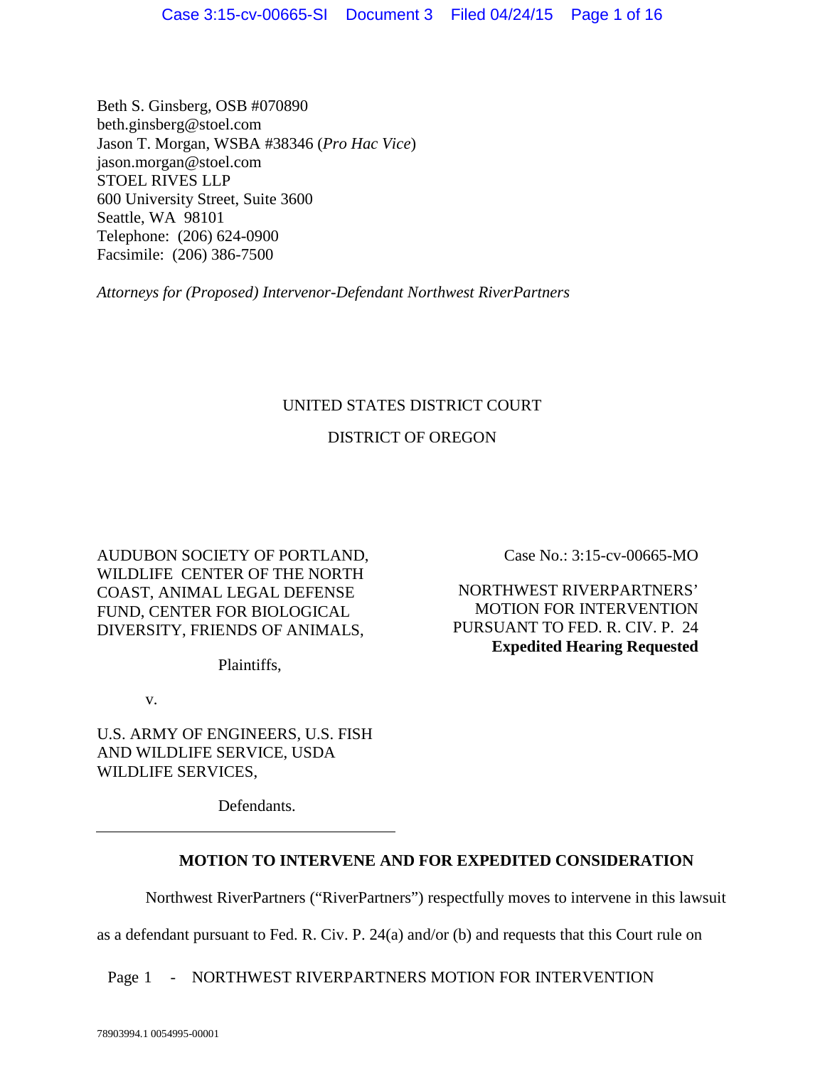Beth S. Ginsberg, OSB #070890
beth.ginsberg@stoel.com
Jason T. Morgan, WSBA #38346 (*Pro Hac Vice*)
jason.morgan@stoel.com
STOEL RIVES LLP
600 University Street, Suite 3600
Seattle, WA 98101
Telephone: (206) 624-0900
Facsimile: (206) 386-7500

*Attorneys for (Proposed) Intervenor-Defendant Northwest RiverPartners*

UNITED STATES DISTRICT COURT

DISTRICT OF OREGON

AUDUBON SOCIETY OF PORTLAND, WILDLIFE CENTER OF THE NORTH COAST, ANIMAL LEGAL DEFENSE FUND, CENTER FOR BIOLOGICAL DIVERSITY, FRIENDS OF ANIMALS,

Plaintiffs,

v.

U.S. ARMY OF ENGINEERS, U.S. FISH AND WILDLIFE SERVICE, USDA WILDLIFE SERVICES,

Defendants.

Case No.: 3:15-cv-00665-MO

NORTHWEST RIVERPARTNERS' MOTION FOR INTERVENTION PURSUANT TO FED. R. CIV. P. 24
**Expedited Hearing Requested**

**MOTION TO INTERVENE AND FOR EXPEDITED CONSIDERATION**

Northwest RiverPartners ("RiverPartners") respectfully moves to intervene in this lawsuit as a defendant pursuant to Fed. R. Civ. P. 24(a) and/or (b) and requests that this Court rule on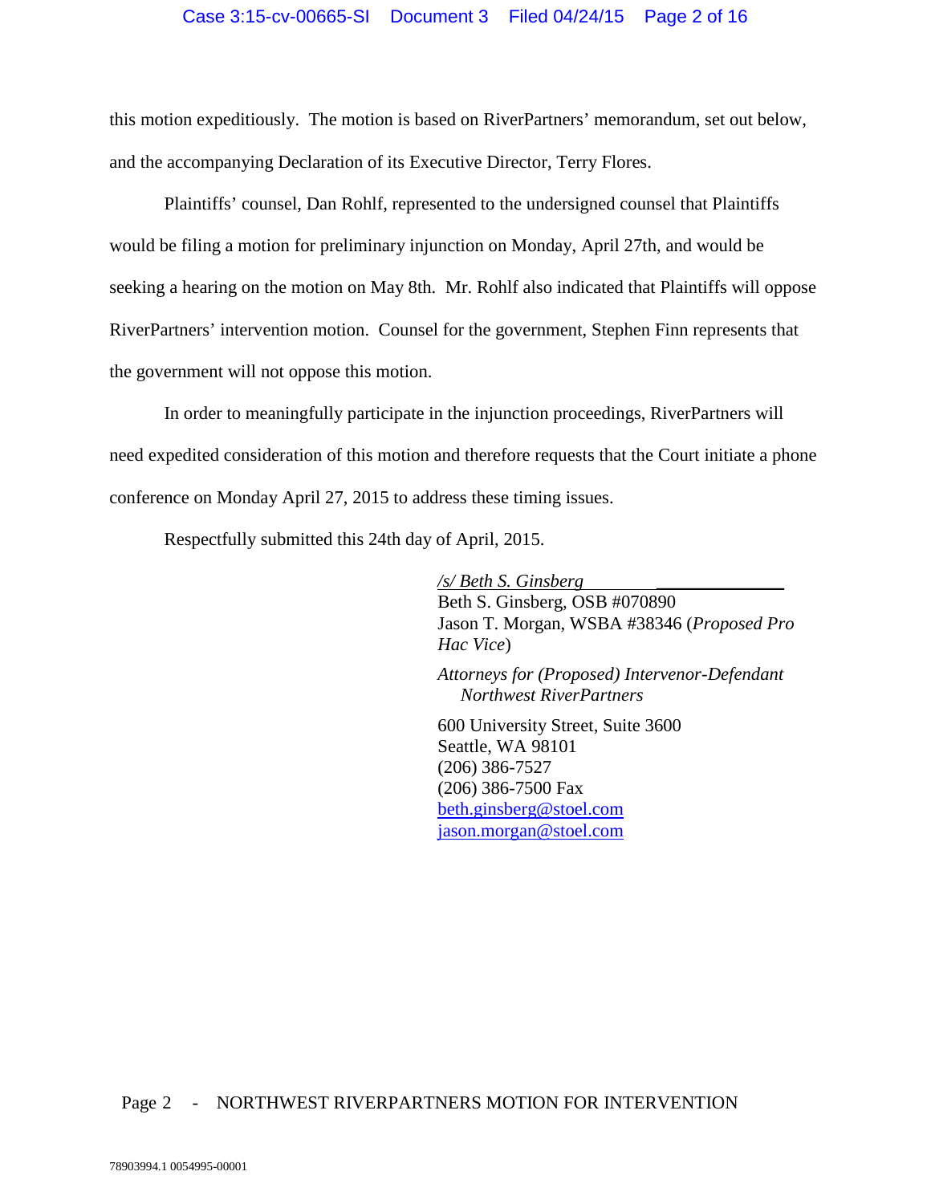this motion expeditiously. The motion is based on RiverPartners' memorandum, set out below, and the accompanying Declaration of its Executive Director, Terry Flores.

Plaintiffs' counsel, Dan Rohlf, represented to the undersigned counsel that Plaintiffs would be filing a motion for preliminary injunction on Monday, April 27th, and would be seeking a hearing on the motion on May 8th. Mr. Rohlf also indicated that Plaintiffs will oppose RiverPartners' intervention motion. Counsel for the government, Stephen Finn represents that the government will not oppose this motion.

In order to meaningfully participate in the injunction proceedings, RiverPartners will need expedited consideration of this motion and therefore requests that the Court initiate a phone conference on Monday April 27, 2015 to address these timing issues.

Respectfully submitted this 24th day of April, 2015.

*/s/ Beth S. Ginsberg*
Beth S. Ginsberg, OSB #070890
Jason T. Morgan, WSBA #38346 (*Proposed Pro Hac Vice*)

*Attorneys for (Proposed) Intervenor-Defendant Northwest RiverPartners*

600 University Street, Suite 3600
Seattle, WA 98101
(206) 386-7527
(206) 386-7500 Fax
beth.ginsberg@stoel.com
jason.morgan@stoel.com

78903994.1 0054995-00001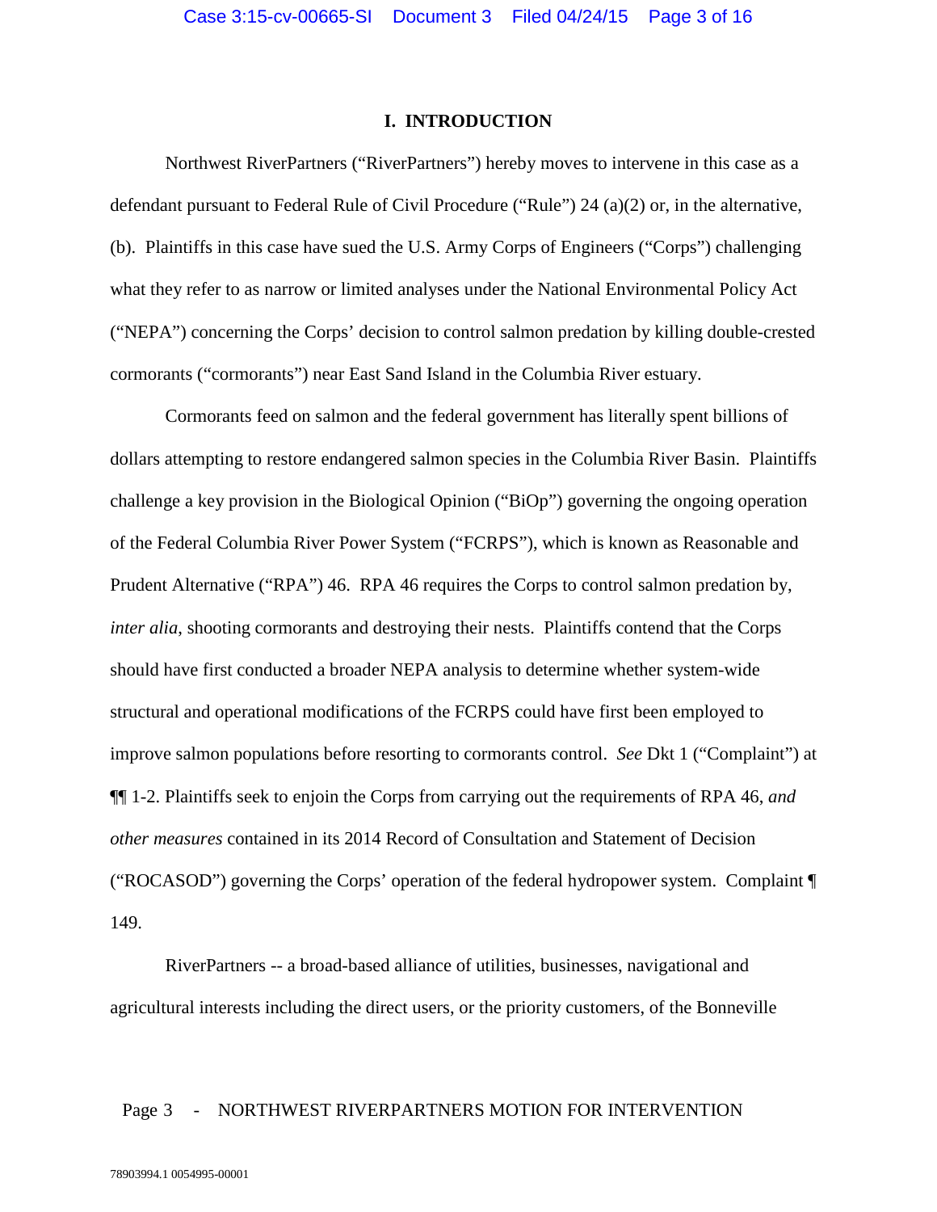## I. INTRODUCTION

Northwest RiverPartners ("RiverPartners") hereby moves to intervene in this case as a defendant pursuant to Federal Rule of Civil Procedure ("Rule") 24 (a)(2) or, in the alternative, (b). Plaintiffs in this case have sued the U.S. Army Corps of Engineers ("Corps") challenging what they refer to as narrow or limited analyses under the National Environmental Policy Act ("NEPA") concerning the Corps' decision to control salmon predation by killing double-crested cormorants ("cormorants") near East Sand Island in the Columbia River estuary.

Cormorants feed on salmon and the federal government has literally spent billions of dollars attempting to restore endangered salmon species in the Columbia River Basin. Plaintiffs challenge a key provision in the Biological Opinion ("BiOp") governing the ongoing operation of the Federal Columbia River Power System ("FCRPS"), which is known as Reasonable and Prudent Alternative ("RPA") 46. RPA 46 requires the Corps to control salmon predation by, *inter alia,* shooting cormorants and destroying their nests. Plaintiffs contend that the Corps should have first conducted a broader NEPA analysis to determine whether system-wide structural and operational modifications of the FCRPS could have first been employed to improve salmon populations before resorting to cormorants control. *See* Dkt 1 ("Complaint") at ¶¶ 1-2. Plaintiffs seek to enjoin the Corps from carrying out the requirements of RPA 46, *and other measures* contained in its 2014 Record of Consultation and Statement of Decision ("ROCASOD") governing the Corps' operation of the federal hydropower system. Complaint ¶ 149.

RiverPartners -- a broad-based alliance of utilities, businesses, navigational and agricultural interests including the direct users, or the priority customers, of the Bonneville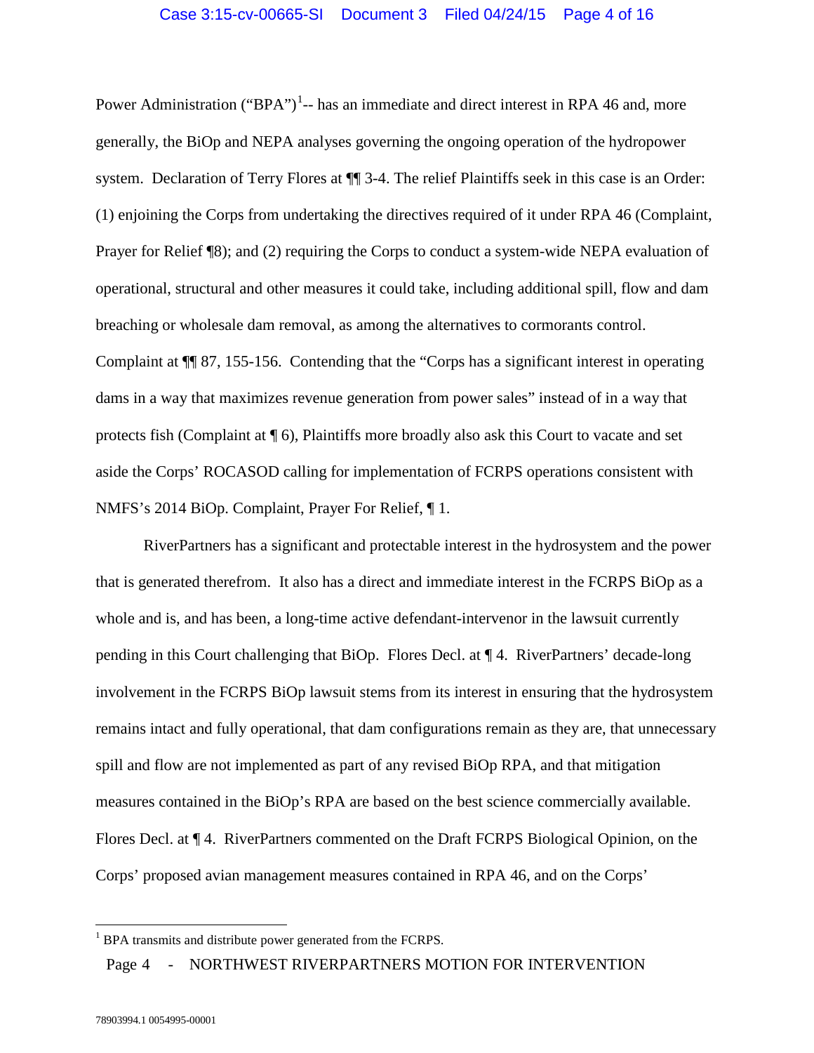Power Administration ("BPA")[1]-- has an immediate and direct interest in RPA 46 and, more generally, the BiOp and NEPA analyses governing the ongoing operation of the hydropower system. Declaration of Terry Flores at ¶¶ 3-4. The relief Plaintiffs seek in this case is an Order: (1) enjoining the Corps from undertaking the directives required of it under RPA 46 (Complaint, Prayer for Relief ¶8); and (2) requiring the Corps to conduct a system-wide NEPA evaluation of operational, structural and other measures it could take, including additional spill, flow and dam breaching or wholesale dam removal, as among the alternatives to cormorants control. Complaint at ¶¶ 87, 155-156. Contending that the "Corps has a significant interest in operating dams in a way that maximizes revenue generation from power sales" instead of in a way that protects fish (Complaint at ¶ 6), Plaintiffs more broadly also ask this Court to vacate and set aside the Corps' ROCASOD calling for implementation of FCRPS operations consistent with NMFS's 2014 BiOp. Complaint, Prayer For Relief, ¶ 1.

RiverPartners has a significant and protectable interest in the hydrosystem and the power that is generated therefrom. It also has a direct and immediate interest in the FCRPS BiOp as a whole and is, and has been, a long-time active defendant-intervenor in the lawsuit currently pending in this Court challenging that BiOp. Flores Decl. at ¶ 4. RiverPartners' decade-long involvement in the FCRPS BiOp lawsuit stems from its interest in ensuring that the hydrosystem remains intact and fully operational, that dam configurations remain as they are, that unnecessary spill and flow are not implemented as part of any revised BiOp RPA, and that mitigation measures contained in the BiOp's RPA are based on the best science commercially available. Flores Decl. at ¶ 4. RiverPartners commented on the Draft FCRPS Biological Opinion, on the Corps' proposed avian management measures contained in RPA 46, and on the Corps'

[1] BPA transmits and distribute power generated from the FCRPS.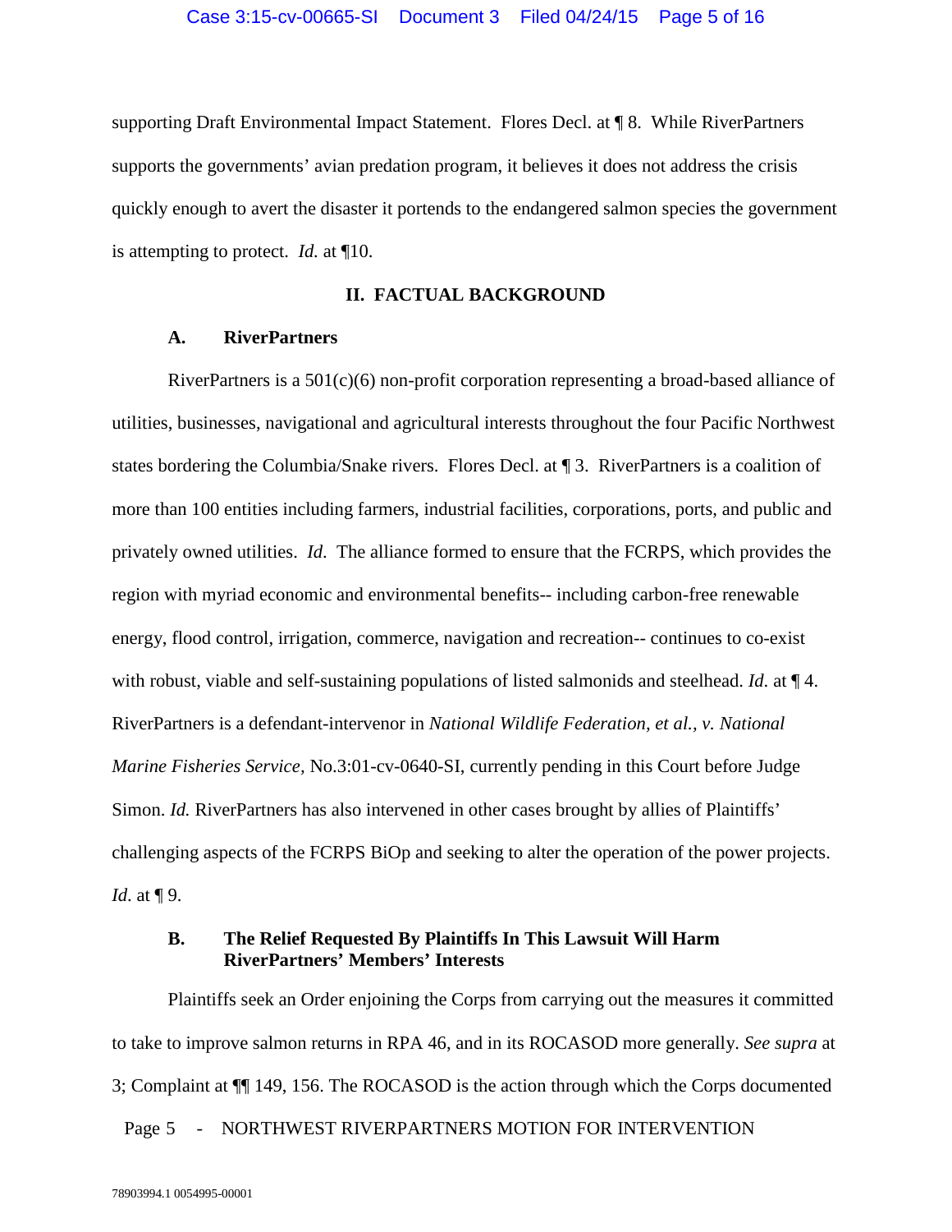supporting Draft Environmental Impact Statement. Flores Decl. at ¶ 8. While RiverPartners supports the governments' avian predation program, it believes it does not address the crisis quickly enough to avert the disaster it portends to the endangered salmon species the government is attempting to protect. *Id.* at ¶10.

## II. FACTUAL BACKGROUND

### A. RiverPartners

RiverPartners is a 501(c)(6) non-profit corporation representing a broad-based alliance of utilities, businesses, navigational and agricultural interests throughout the four Pacific Northwest states bordering the Columbia/Snake rivers. Flores Decl. at ¶ 3. RiverPartners is a coalition of more than 100 entities including farmers, industrial facilities, corporations, ports, and public and privately owned utilities. *Id.* The alliance formed to ensure that the FCRPS, which provides the region with myriad economic and environmental benefits-- including carbon-free renewable energy, flood control, irrigation, commerce, navigation and recreation-- continues to co-exist with robust, viable and self-sustaining populations of listed salmonids and steelhead. *Id.* at ¶ 4. RiverPartners is a defendant-intervenor in *National Wildlife Federation, et al., v. National Marine Fisheries Service,* No.3:01-cv-0640-SI, currently pending in this Court before Judge Simon. *Id.* RiverPartners has also intervened in other cases brought by allies of Plaintiffs' challenging aspects of the FCRPS BiOp and seeking to alter the operation of the power projects. *Id.* at ¶ 9.

### B. The Relief Requested By Plaintiffs In This Lawsuit Will Harm RiverPartners' Members' Interests

Plaintiffs seek an Order enjoining the Corps from carrying out the measures it committed to take to improve salmon returns in RPA 46, and in its ROCASOD more generally. *See supra* at 3; Complaint at ¶¶ 149, 156. The ROCASOD is the action through which the Corps documented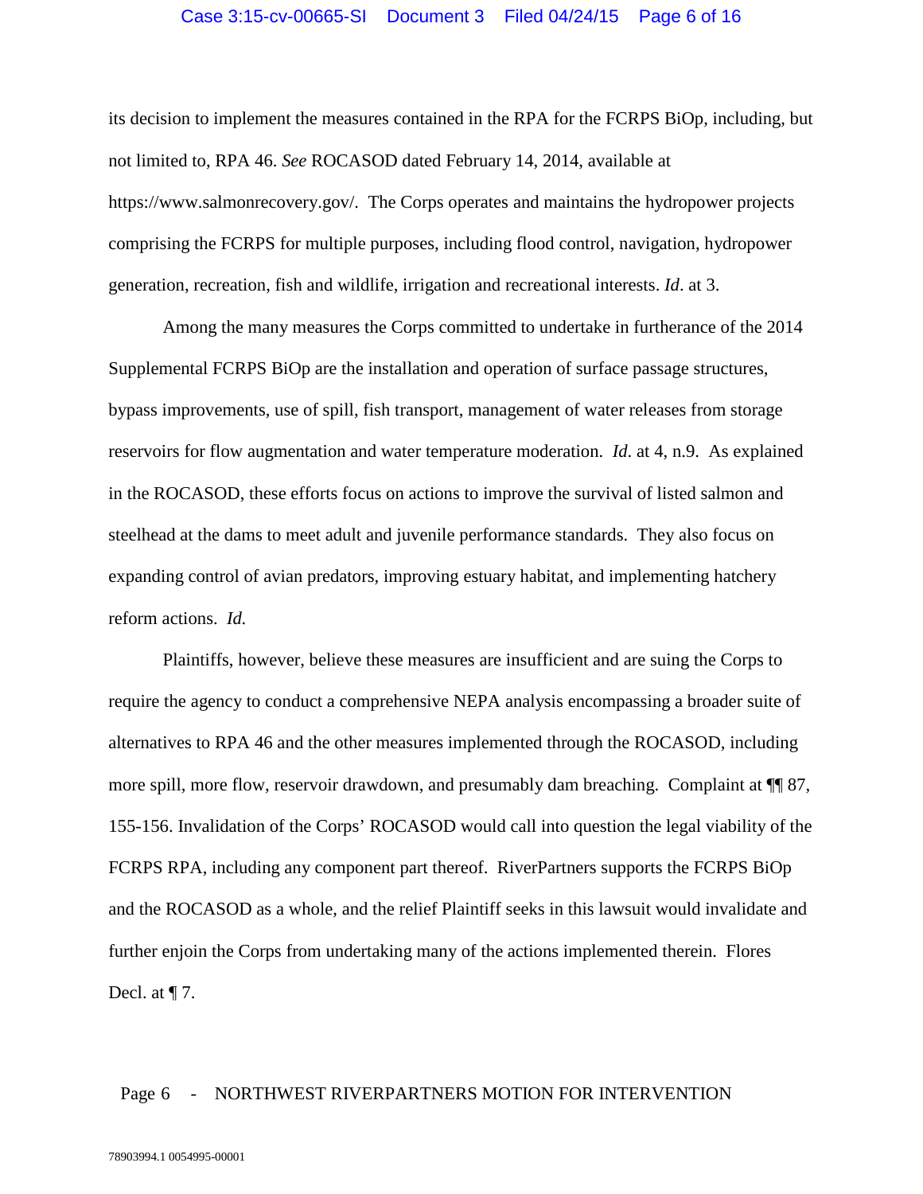its decision to implement the measures contained in the RPA for the FCRPS BiOp, including, but not limited to, RPA 46. *See* ROCASOD dated February 14, 2014, available at https://www.salmonrecovery.gov/. The Corps operates and maintains the hydropower projects comprising the FCRPS for multiple purposes, including flood control, navigation, hydropower generation, recreation, fish and wildlife, irrigation and recreational interests. *Id*. at 3.

Among the many measures the Corps committed to undertake in furtherance of the 2014 Supplemental FCRPS BiOp are the installation and operation of surface passage structures, bypass improvements, use of spill, fish transport, management of water releases from storage reservoirs for flow augmentation and water temperature moderation. *Id*. at 4, n.9. As explained in the ROCASOD, these efforts focus on actions to improve the survival of listed salmon and steelhead at the dams to meet adult and juvenile performance standards. They also focus on expanding control of avian predators, improving estuary habitat, and implementing hatchery reform actions. *Id.*

Plaintiffs, however, believe these measures are insufficient and are suing the Corps to require the agency to conduct a comprehensive NEPA analysis encompassing a broader suite of alternatives to RPA 46 and the other measures implemented through the ROCASOD, including more spill, more flow, reservoir drawdown, and presumably dam breaching. Complaint at ¶¶ 87, 155-156. Invalidation of the Corps' ROCASOD would call into question the legal viability of the FCRPS RPA, including any component part thereof. RiverPartners supports the FCRPS BiOp and the ROCASOD as a whole, and the relief Plaintiff seeks in this lawsuit would invalidate and further enjoin the Corps from undertaking many of the actions implemented therein. Flores Decl. at ¶ 7.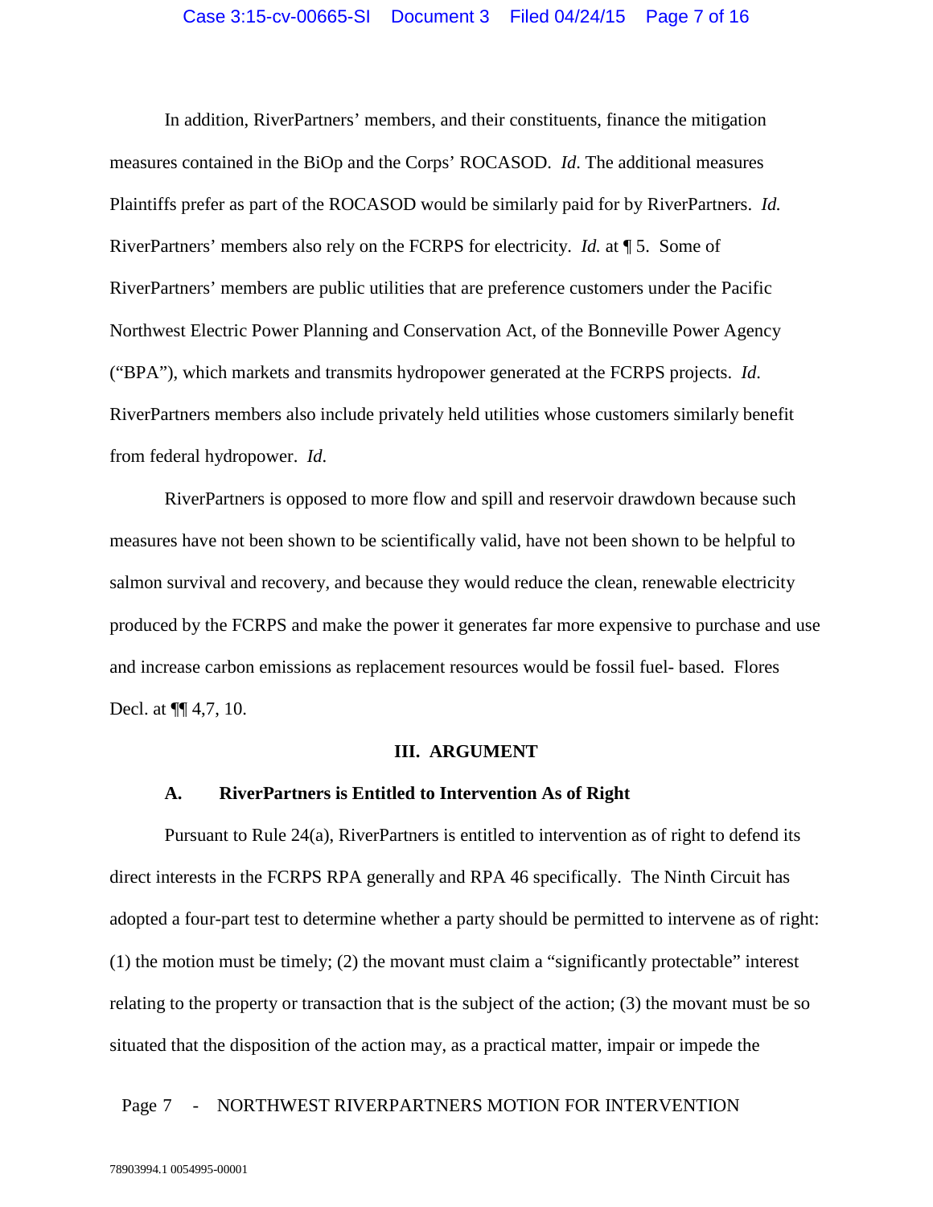In addition, RiverPartners' members, and their constituents, finance the mitigation measures contained in the BiOp and the Corps' ROCASOD. *Id.* The additional measures Plaintiffs prefer as part of the ROCASOD would be similarly paid for by RiverPartners. *Id.* RiverPartners' members also rely on the FCRPS for electricity. *Id.* at ¶ 5. Some of RiverPartners' members are public utilities that are preference customers under the Pacific Northwest Electric Power Planning and Conservation Act, of the Bonneville Power Agency ("BPA"), which markets and transmits hydropower generated at the FCRPS projects. *Id.* RiverPartners members also include privately held utilities whose customers similarly benefit from federal hydropower. *Id.*

RiverPartners is opposed to more flow and spill and reservoir drawdown because such measures have not been shown to be scientifically valid, have not been shown to be helpful to salmon survival and recovery, and because they would reduce the clean, renewable electricity produced by the FCRPS and make the power it generates far more expensive to purchase and use and increase carbon emissions as replacement resources would be fossil fuel- based. Flores Decl. at ¶¶ 4,7, 10.

## III. ARGUMENT

### A. RiverPartners is Entitled to Intervention As of Right

Pursuant to Rule 24(a), RiverPartners is entitled to intervention as of right to defend its direct interests in the FCRPS RPA generally and RPA 46 specifically. The Ninth Circuit has adopted a four-part test to determine whether a party should be permitted to intervene as of right: (1) the motion must be timely; (2) the movant must claim a "significantly protectable" interest relating to the property or transaction that is the subject of the action; (3) the movant must be so situated that the disposition of the action may, as a practical matter, impair or impede the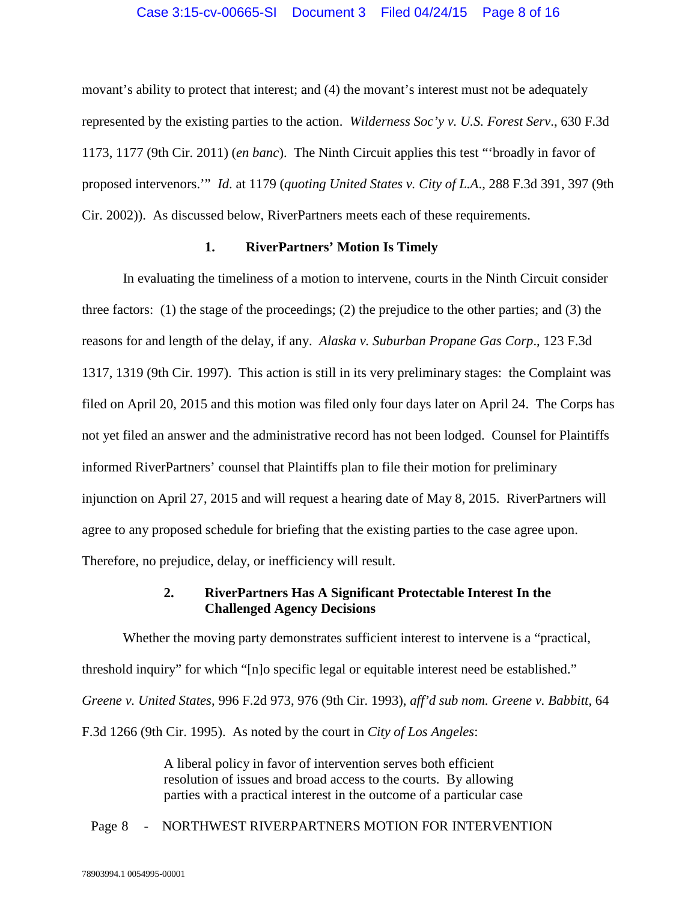movant's ability to protect that interest; and (4) the movant's interest must not be adequately represented by the existing parties to the action. *Wilderness Soc'y v. U.S. Forest Serv*., 630 F.3d 1173, 1177 (9th Cir. 2011) (*en banc*). The Ninth Circuit applies this test "'broadly in favor of proposed intervenors.'" *Id*. at 1179 (*quoting United States v. City of L.A*., 288 F.3d 391, 397 (9th Cir. 2002)). As discussed below, RiverPartners meets each of these requirements.

### 1. RiverPartners' Motion Is Timely

In evaluating the timeliness of a motion to intervene, courts in the Ninth Circuit consider three factors: (1) the stage of the proceedings; (2) the prejudice to the other parties; and (3) the reasons for and length of the delay, if any. *Alaska v. Suburban Propane Gas Corp*., 123 F.3d 1317, 1319 (9th Cir. 1997). This action is still in its very preliminary stages: the Complaint was filed on April 20, 2015 and this motion was filed only four days later on April 24. The Corps has not yet filed an answer and the administrative record has not been lodged. Counsel for Plaintiffs informed RiverPartners' counsel that Plaintiffs plan to file their motion for preliminary injunction on April 27, 2015 and will request a hearing date of May 8, 2015. RiverPartners will agree to any proposed schedule for briefing that the existing parties to the case agree upon. Therefore, no prejudice, delay, or inefficiency will result.

### 2. RiverPartners Has A Significant Protectable Interest In the Challenged Agency Decisions

Whether the moving party demonstrates sufficient interest to intervene is a "practical, threshold inquiry" for which "[n]o specific legal or equitable interest need be established." *Greene v. United States*, 996 F.2d 973, 976 (9th Cir. 1993), *aff'd sub nom. Greene v. Babbitt*, 64 F.3d 1266 (9th Cir. 1995). As noted by the court in *City of Los Angeles*:

> A liberal policy in favor of intervention serves both efficient resolution of issues and broad access to the courts. By allowing parties with a practical interest in the outcome of a particular case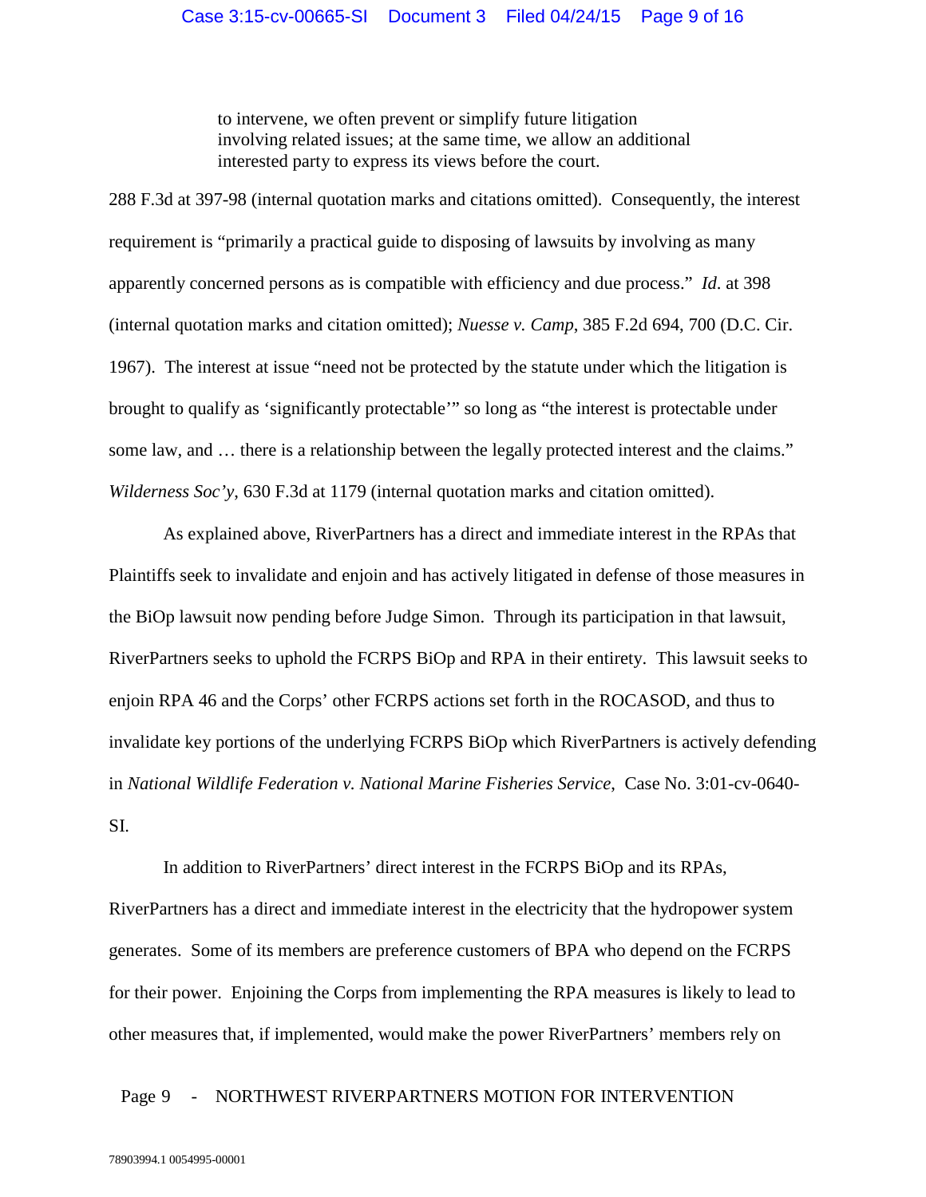> to intervene, we often prevent or simplify future litigation involving related issues; at the same time, we allow an additional interested party to express its views before the court.

288 F.3d at 397-98 (internal quotation marks and citations omitted). Consequently, the interest requirement is "primarily a practical guide to disposing of lawsuits by involving as many apparently concerned persons as is compatible with efficiency and due process." *Id.* at 398 (internal quotation marks and citation omitted); *Nuesse v. Camp*, 385 F.2d 694, 700 (D.C. Cir. 1967). The interest at issue "need not be protected by the statute under which the litigation is brought to qualify as 'significantly protectable'" so long as "the interest is protectable under some law, and … there is a relationship between the legally protected interest and the claims." *Wilderness Soc'y*, 630 F.3d at 1179 (internal quotation marks and citation omitted).

As explained above, RiverPartners has a direct and immediate interest in the RPAs that Plaintiffs seek to invalidate and enjoin and has actively litigated in defense of those measures in the BiOp lawsuit now pending before Judge Simon. Through its participation in that lawsuit, RiverPartners seeks to uphold the FCRPS BiOp and RPA in their entirety. This lawsuit seeks to enjoin RPA 46 and the Corps' other FCRPS actions set forth in the ROCASOD, and thus to invalidate key portions of the underlying FCRPS BiOp which RiverPartners is actively defending in *National Wildlife Federation v. National Marine Fisheries Service*, Case No. 3:01-cv-0640-SI.

In addition to RiverPartners' direct interest in the FCRPS BiOp and its RPAs, RiverPartners has a direct and immediate interest in the electricity that the hydropower system generates. Some of its members are preference customers of BPA who depend on the FCRPS for their power. Enjoining the Corps from implementing the RPA measures is likely to lead to other measures that, if implemented, would make the power RiverPartners' members rely on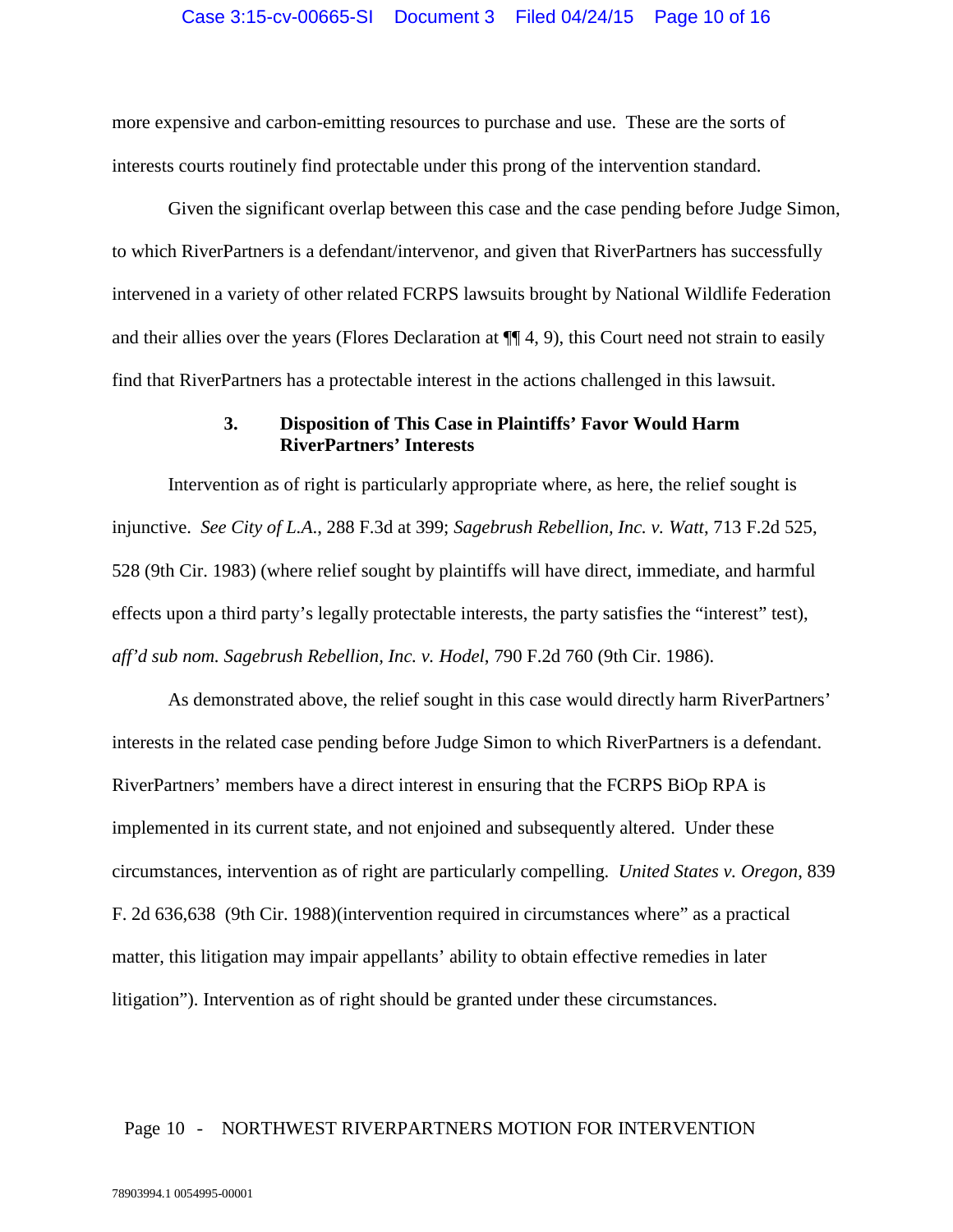more expensive and carbon-emitting resources to purchase and use. These are the sorts of interests courts routinely find protectable under this prong of the intervention standard.

Given the significant overlap between this case and the case pending before Judge Simon, to which RiverPartners is a defendant/intervenor, and given that RiverPartners has successfully intervened in a variety of other related FCRPS lawsuits brought by National Wildlife Federation and their allies over the years (Flores Declaration at ¶¶ 4, 9), this Court need not strain to easily find that RiverPartners has a protectable interest in the actions challenged in this lawsuit.

### 3. Disposition of This Case in Plaintiffs' Favor Would Harm RiverPartners' Interests

Intervention as of right is particularly appropriate where, as here, the relief sought is injunctive. *See City of L.A.*, 288 F.3d at 399; *Sagebrush Rebellion, Inc. v. Watt*, 713 F.2d 525, 528 (9th Cir. 1983) (where relief sought by plaintiffs will have direct, immediate, and harmful effects upon a third party's legally protectable interests, the party satisfies the "interest" test), *aff'd sub nom. Sagebrush Rebellion, Inc. v. Hodel*, 790 F.2d 760 (9th Cir. 1986).

As demonstrated above, the relief sought in this case would directly harm RiverPartners' interests in the related case pending before Judge Simon to which RiverPartners is a defendant. RiverPartners' members have a direct interest in ensuring that the FCRPS BiOp RPA is implemented in its current state, and not enjoined and subsequently altered. Under these circumstances, intervention as of right are particularly compelling. *United States v. Oregon*, 839 F. 2d 636,638 (9th Cir. 1988)(intervention required in circumstances where" as a practical matter, this litigation may impair appellants' ability to obtain effective remedies in later litigation"). Intervention as of right should be granted under these circumstances.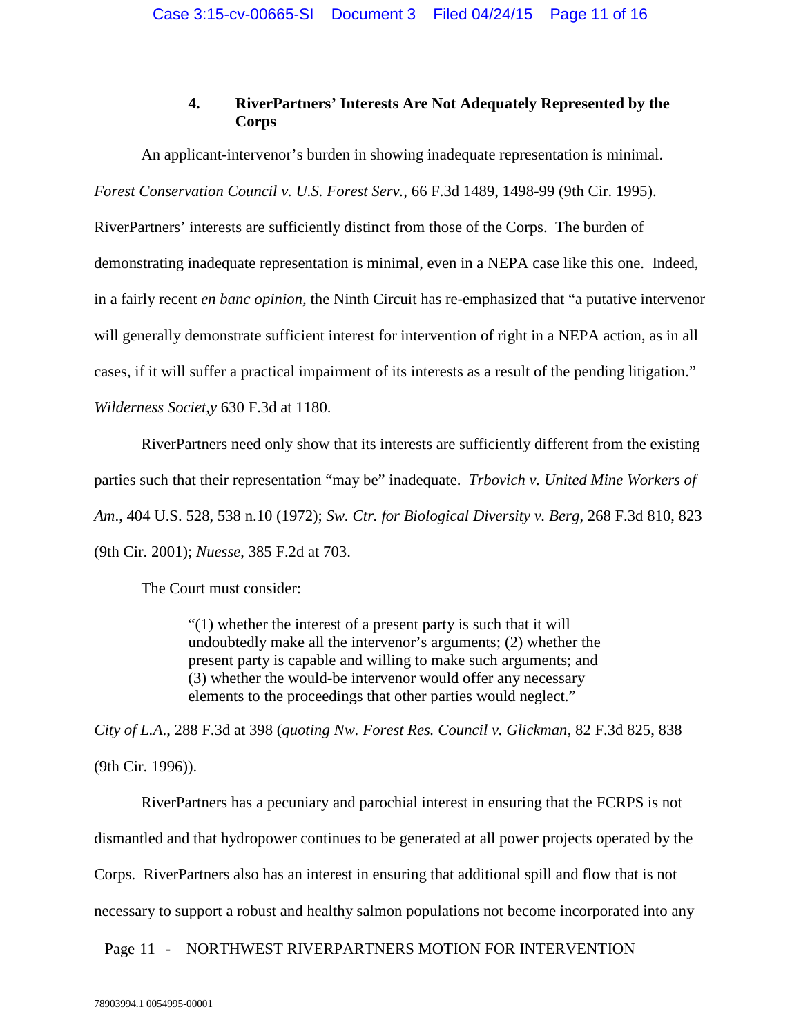### 4. RiverPartners' Interests Are Not Adequately Represented by the Corps

An applicant-intervenor's burden in showing inadequate representation is minimal. *Forest Conservation Council v. U.S. Forest Serv.*, 66 F.3d 1489, 1498-99 (9th Cir. 1995). RiverPartners' interests are sufficiently distinct from those of the Corps. The burden of demonstrating inadequate representation is minimal, even in a NEPA case like this one. Indeed, in a fairly recent *en banc opinion,* the Ninth Circuit has re-emphasized that "a putative intervenor will generally demonstrate sufficient interest for intervention of right in a NEPA action, as in all cases, if it will suffer a practical impairment of its interests as a result of the pending litigation." *Wilderness Societ,y* 630 F.3d at 1180.

RiverPartners need only show that its interests are sufficiently different from the existing parties such that their representation "may be" inadequate. *Trbovich v. United Mine Workers of Am*., 404 U.S. 528, 538 n.10 (1972); *Sw. Ctr. for Biological Diversity v. Berg*, 268 F.3d 810, 823 (9th Cir. 2001); *Nuesse*, 385 F.2d at 703.

The Court must consider:

> "(1) whether the interest of a present party is such that it will undoubtedly make all the intervenor's arguments; (2) whether the present party is capable and willing to make such arguments; and (3) whether the would-be intervenor would offer any necessary elements to the proceedings that other parties would neglect."

*City of L.A.*, 288 F.3d at 398 (*quoting Nw. Forest Res. Council v. Glickman*, 82 F.3d 825, 838 (9th Cir. 1996)).

RiverPartners has a pecuniary and parochial interest in ensuring that the FCRPS is not dismantled and that hydropower continues to be generated at all power projects operated by the Corps. RiverPartners also has an interest in ensuring that additional spill and flow that is not necessary to support a robust and healthy salmon populations not become incorporated into any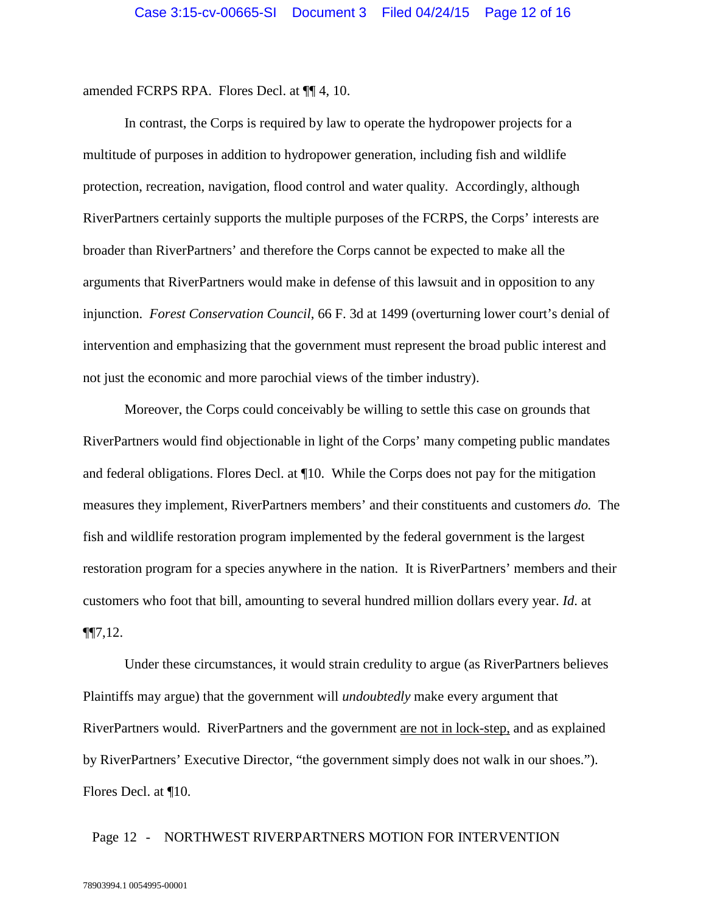amended FCRPS RPA. Flores Decl. at ¶¶ 4, 10.

In contrast, the Corps is required by law to operate the hydropower projects for a multitude of purposes in addition to hydropower generation, including fish and wildlife protection, recreation, navigation, flood control and water quality. Accordingly, although RiverPartners certainly supports the multiple purposes of the FCRPS, the Corps' interests are broader than RiverPartners' and therefore the Corps cannot be expected to make all the arguments that RiverPartners would make in defense of this lawsuit and in opposition to any injunction. *Forest Conservation Council*, 66 F. 3d at 1499 (overturning lower court's denial of intervention and emphasizing that the government must represent the broad public interest and not just the economic and more parochial views of the timber industry).

Moreover, the Corps could conceivably be willing to settle this case on grounds that RiverPartners would find objectionable in light of the Corps' many competing public mandates and federal obligations. Flores Decl. at ¶10. While the Corps does not pay for the mitigation measures they implement, RiverPartners members' and their constituents and customers *do.* The fish and wildlife restoration program implemented by the federal government is the largest restoration program for a species anywhere in the nation. It is RiverPartners' members and their customers who foot that bill, amounting to several hundred million dollars every year. *Id*. at ¶¶7,12.

Under these circumstances, it would strain credulity to argue (as RiverPartners believes Plaintiffs may argue) that the government will *undoubtedly* make every argument that RiverPartners would. RiverPartners and the government <u>are not in lock-step,</u> and as explained by RiverPartners' Executive Director, "the government simply does not walk in our shoes."). Flores Decl. at ¶10.

Page 12 - NORTHWEST RIVERPARTNERS MOTION FOR INTERVENTION

78903994.1 0054995-00001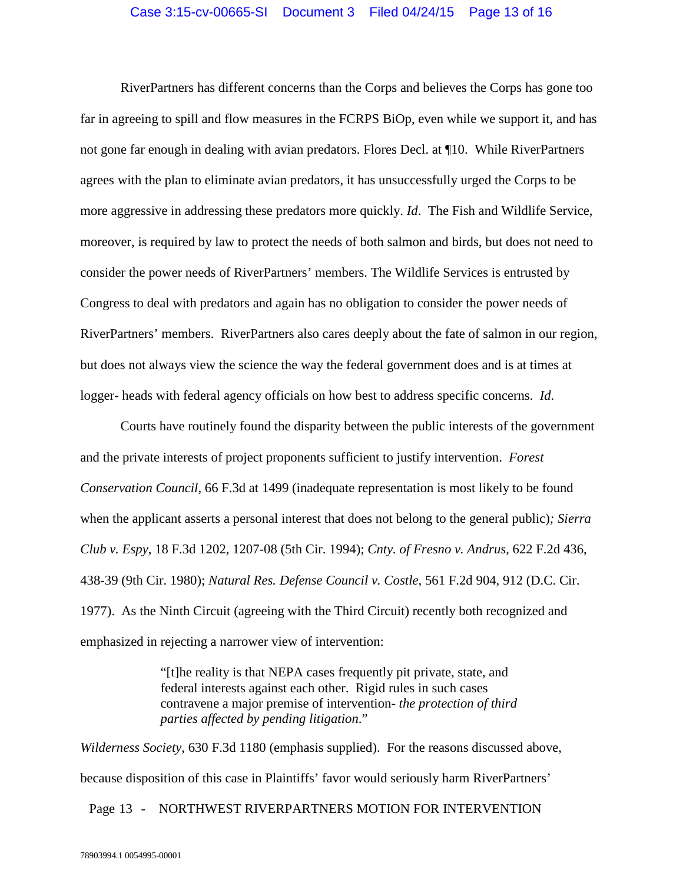RiverPartners has different concerns than the Corps and believes the Corps has gone too far in agreeing to spill and flow measures in the FCRPS BiOp, even while we support it, and has not gone far enough in dealing with avian predators. Flores Decl. at ¶10. While RiverPartners agrees with the plan to eliminate avian predators, it has unsuccessfully urged the Corps to be more aggressive in addressing these predators more quickly. *Id*. The Fish and Wildlife Service, moreover, is required by law to protect the needs of both salmon and birds, but does not need to consider the power needs of RiverPartners' members. The Wildlife Services is entrusted by Congress to deal with predators and again has no obligation to consider the power needs of RiverPartners' members. RiverPartners also cares deeply about the fate of salmon in our region, but does not always view the science the way the federal government does and is at times at logger- heads with federal agency officials on how best to address specific concerns. *Id.*

Courts have routinely found the disparity between the public interests of the government and the private interests of project proponents sufficient to justify intervention. *Forest Conservation Council*, 66 F.3d at 1499 (inadequate representation is most likely to be found when the applicant asserts a personal interest that does not belong to the general public)*; Sierra Club v. Espy*, 18 F.3d 1202, 1207-08 (5th Cir. 1994); *Cnty. of Fresno v. Andrus*, 622 F.2d 436, 438-39 (9th Cir. 1980); *Natural Res. Defense Council v. Costle*, 561 F.2d 904, 912 (D.C. Cir. 1977). As the Ninth Circuit (agreeing with the Third Circuit) recently both recognized and emphasized in rejecting a narrower view of intervention:

> "[t]he reality is that NEPA cases frequently pit private, state, and federal interests against each other. Rigid rules in such cases contravene a major premise of intervention- *the protection of third parties affected by pending litigation*."

*Wilderness Society*, 630 F.3d 1180 (emphasis supplied). For the reasons discussed above, because disposition of this case in Plaintiffs' favor would seriously harm RiverPartners'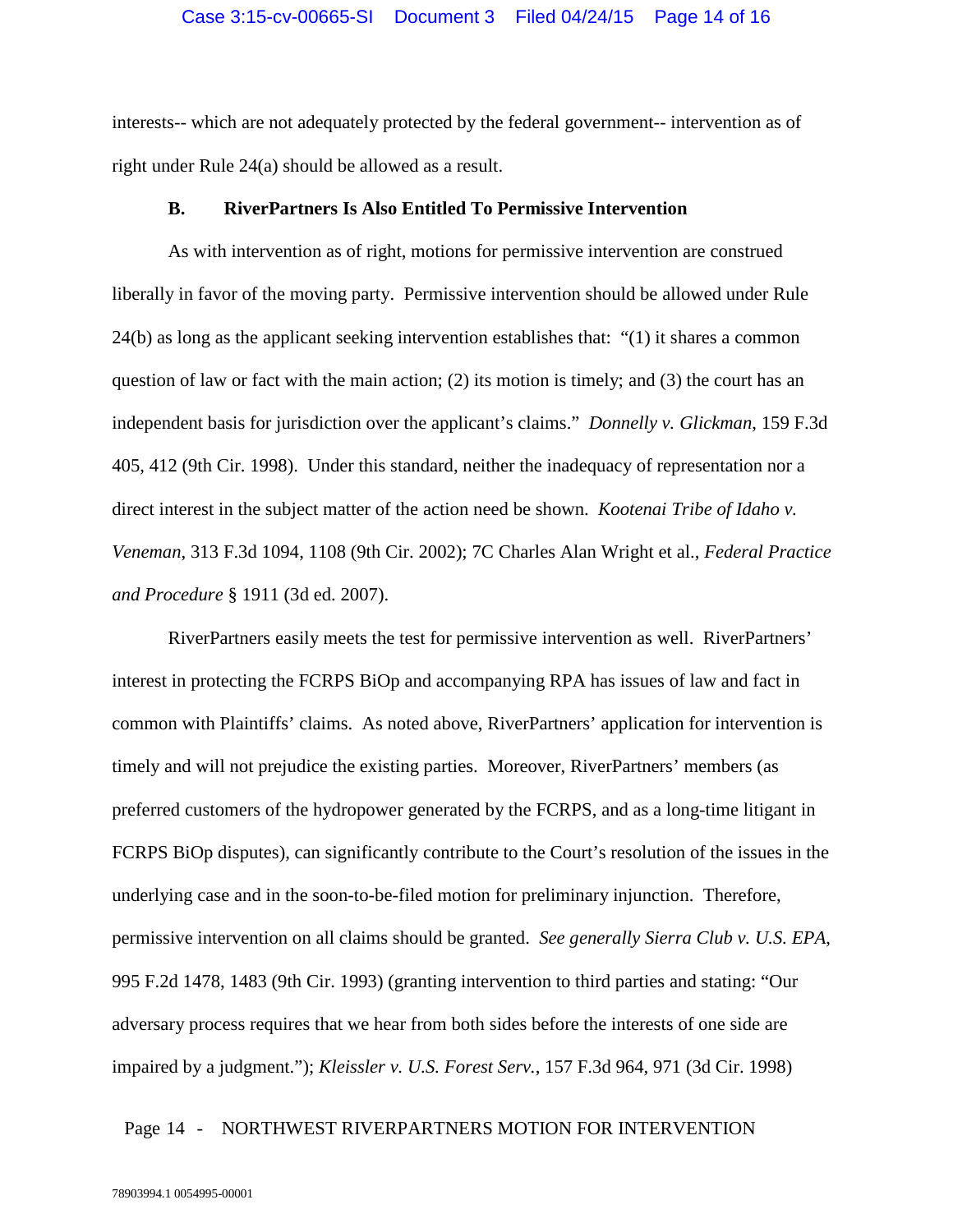interests-- which are not adequately protected by the federal government-- intervention as of right under Rule 24(a) should be allowed as a result.

### B. RiverPartners Is Also Entitled To Permissive Intervention

As with intervention as of right, motions for permissive intervention are construed liberally in favor of the moving party. Permissive intervention should be allowed under Rule 24(b) as long as the applicant seeking intervention establishes that: "(1) it shares a common question of law or fact with the main action; (2) its motion is timely; and (3) the court has an independent basis for jurisdiction over the applicant's claims." *Donnelly v. Glickman*, 159 F.3d 405, 412 (9th Cir. 1998). Under this standard, neither the inadequacy of representation nor a direct interest in the subject matter of the action need be shown. *Kootenai Tribe of Idaho v. Veneman*, 313 F.3d 1094, 1108 (9th Cir. 2002); 7C Charles Alan Wright et al., *Federal Practice and Procedure* § 1911 (3d ed. 2007).

RiverPartners easily meets the test for permissive intervention as well. RiverPartners' interest in protecting the FCRPS BiOp and accompanying RPA has issues of law and fact in common with Plaintiffs' claims. As noted above, RiverPartners' application for intervention is timely and will not prejudice the existing parties. Moreover, RiverPartners' members (as preferred customers of the hydropower generated by the FCRPS, and as a long-time litigant in FCRPS BiOp disputes), can significantly contribute to the Court's resolution of the issues in the underlying case and in the soon-to-be-filed motion for preliminary injunction. Therefore, permissive intervention on all claims should be granted. *See generally Sierra Club v. U.S. EPA*, 995 F.2d 1478, 1483 (9th Cir. 1993) (granting intervention to third parties and stating: "Our adversary process requires that we hear from both sides before the interests of one side are impaired by a judgment."); *Kleissler v. U.S. Forest Serv.*, 157 F.3d 964, 971 (3d Cir. 1998)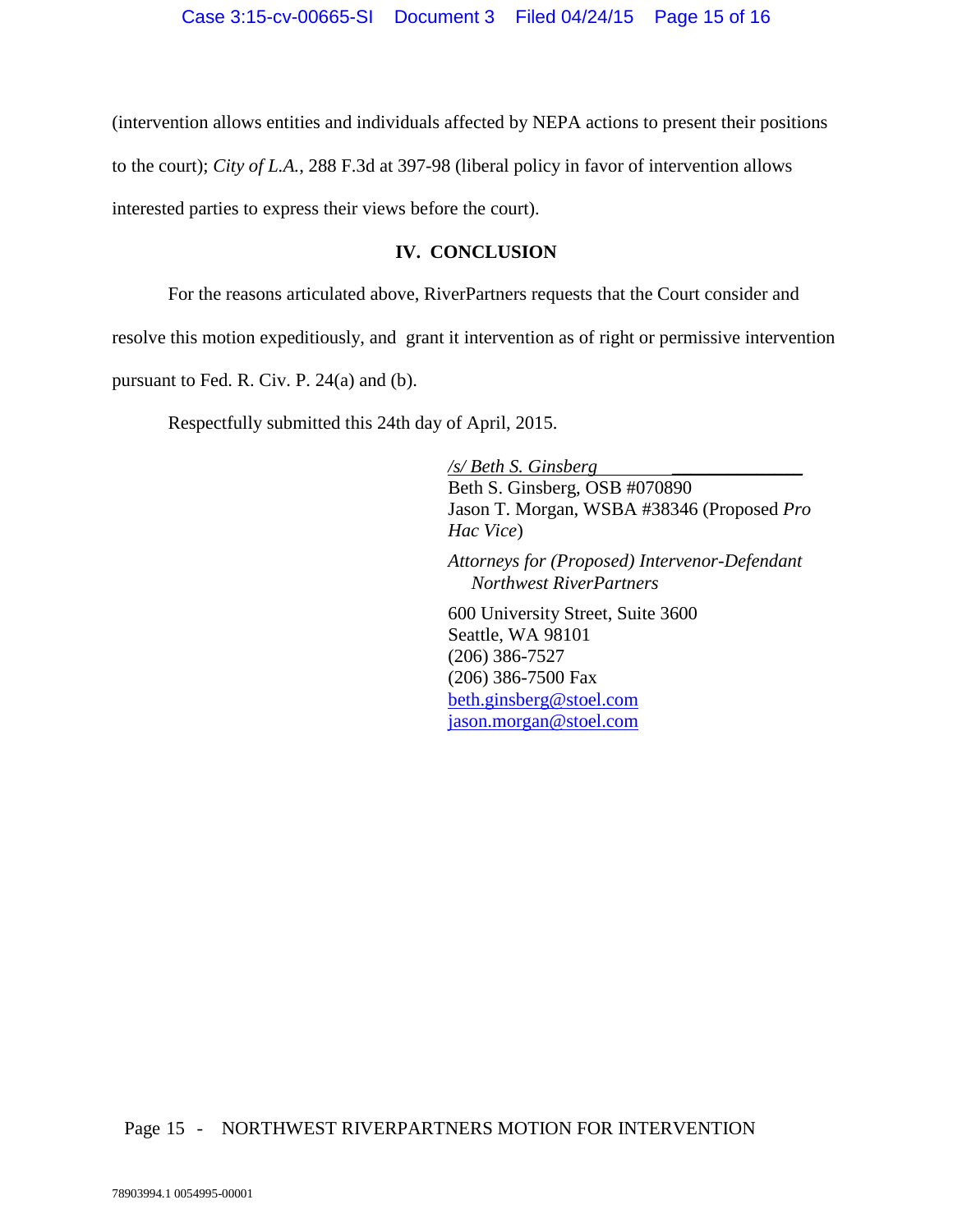(intervention allows entities and individuals affected by NEPA actions to present their positions to the court); *City of L.A.*, 288 F.3d at 397-98 (liberal policy in favor of intervention allows interested parties to express their views before the court).

## IV. CONCLUSION

For the reasons articulated above, RiverPartners requests that the Court consider and resolve this motion expeditiously, and grant it intervention as of right or permissive intervention pursuant to Fed. R. Civ. P. 24(a) and (b).

Respectfully submitted this 24th day of April, 2015.

*/s/ Beth S. Ginsberg*
Beth S. Ginsberg, OSB #070890
Jason T. Morgan, WSBA #38346 (Proposed *Pro Hac Vice*)

*Attorneys for (Proposed) Intervenor-Defendant Northwest RiverPartners*

600 University Street, Suite 3600
Seattle, WA 98101
(206) 386-7527
(206) 386-7500 Fax
beth.ginsberg@stoel.com
jason.morgan@stoel.com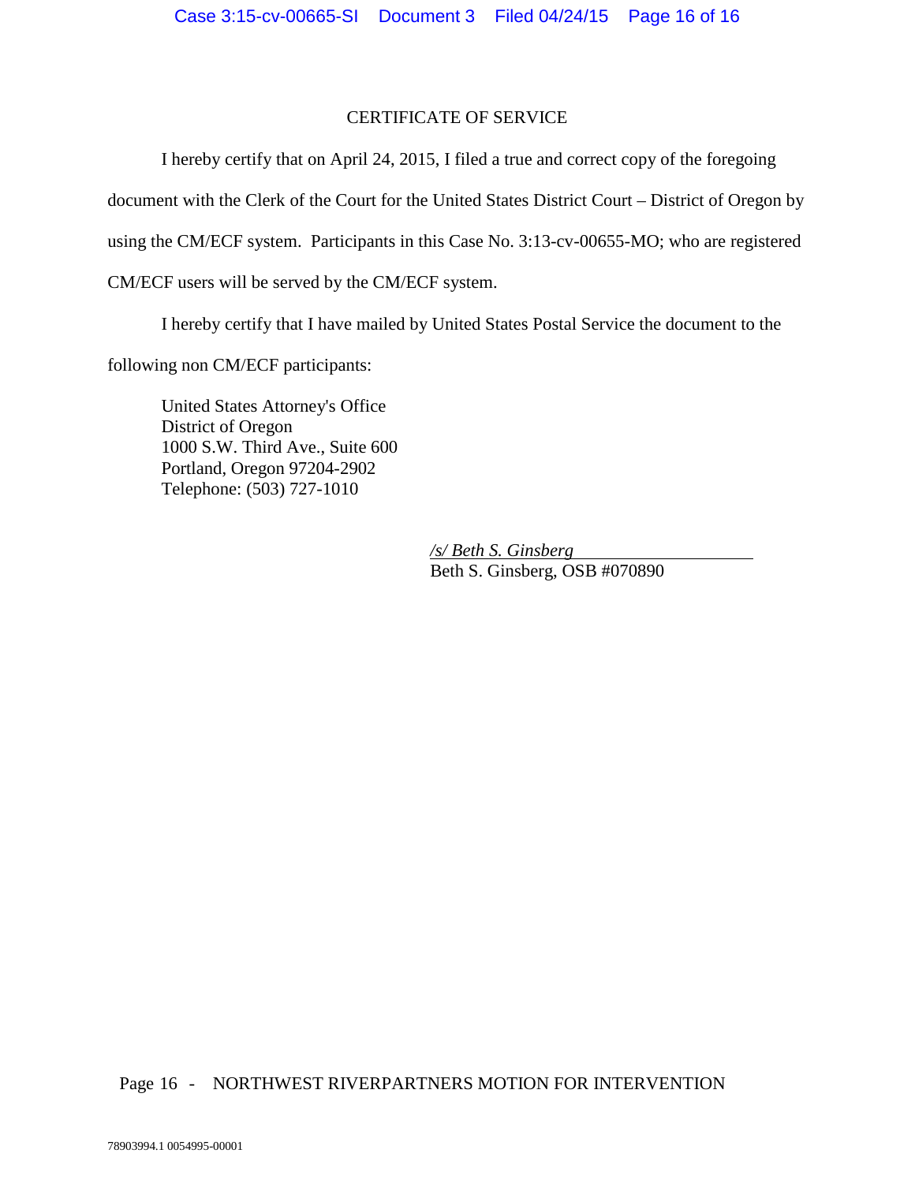# CERTIFICATE OF SERVICE

I hereby certify that on April 24, 2015, I filed a true and correct copy of the foregoing document with the Clerk of the Court for the United States District Court – District of Oregon by using the CM/ECF system. Participants in this Case No. 3:13-cv-00655-MO; who are registered CM/ECF users will be served by the CM/ECF system.

I hereby certify that I have mailed by United States Postal Service the document to the following non CM/ECF participants:

United States Attorney's Office
District of Oregon
1000 S.W. Third Ave., Suite 600
Portland, Oregon 97204-2902
Telephone: (503) 727-1010

*/s/ Beth S. Ginsberg*
Beth S. Ginsberg, OSB #070890

Page 16 - NORTHWEST RIVERPARTNERS MOTION FOR INTERVENTION

78903994.1 0054995-00001